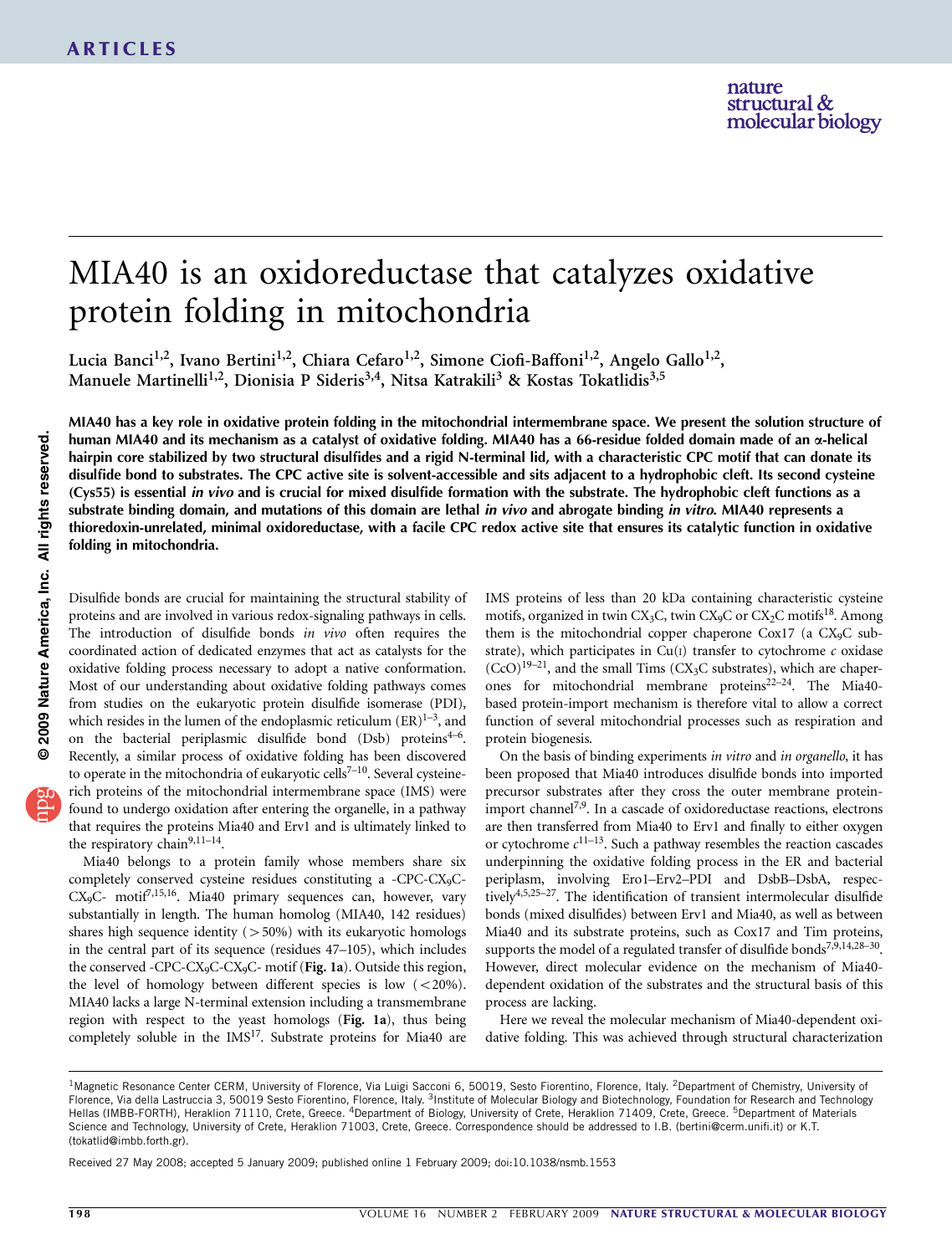# MIA40 is an oxidoreductase that catalyzes oxidative protein folding in mitochondria

Lucia Banci[1,2], Ivano Bertini[1,2], Chiara Cefaro[1,2], Simone Ciofi-Baffoni[1,2], Angelo Gallo[1,2], Manuele Martinelli[1,2], Dionisia P Sideris[3,4], Nitsa Katrakili[3] & Kostas Tokatlidis[3,5]

**MIA40 has a key role in oxidative protein folding in the mitochondrial intermembrane space. We present the solution structure of human MIA40 and its mechanism as a catalyst of oxidative folding. MIA40 has a 66-residue folded domain made of an α-helical hairpin core stabilized by two structural disulfides and a rigid N-terminal lid, with a characteristic CPC motif that can donate its disulfide bond to substrates. The CPC active site is solvent-accessible and sits adjacent to a hydrophobic cleft. Its second cysteine (Cys55) is essential *in vivo* and is crucial for mixed disulfide formation with the substrate. The hydrophobic cleft functions as a substrate binding domain, and mutations of this domain are lethal *in vivo* and abrogate binding *in vitro*. MIA40 represents a thioredoxin-unrelated, minimal oxidoreductase, with a facile CPC redox active site that ensures its catalytic function in oxidative folding in mitochondria.**

Disulfide bonds are crucial for maintaining the structural stability of proteins and are involved in various redox-signaling pathways in cells. The introduction of disulfide bonds *in vivo* often requires the coordinated action of dedicated enzymes that act as catalysts for the oxidative folding process necessary to adopt a native conformation. Most of our understanding about oxidative folding pathways comes from studies on the eukaryotic protein disulfide isomerase (PDI), which resides in the lumen of the endoplasmic reticulum (ER)[1–3], and on the bacterial periplasmic disulfide bond (Dsb) proteins[4–6]. Recently, a similar process of oxidative folding has been discovered to operate in the mitochondria of eukaryotic cells[7–10]. Several cysteine-rich proteins of the mitochondrial intermembrane space (IMS) were found to undergo oxidation after entering the organelle, in a pathway that requires the proteins Mia40 and Erv1 and is ultimately linked to the respiratory chain[9,11–14].

Mia40 belongs to a protein family whose members share six completely conserved cysteine residues constituting a -CPC-CX$_9$C-CX$_9$C- motif[7,15,16]. Mia40 primary sequences can, however, vary substantially in length. The human homolog (MIA40, 142 residues) shares high sequence identity (>50%) with its eukaryotic homologs in the central part of its sequence (residues 47–105), which includes the conserved -CPC-CX$_9$C-CX$_9$C- motif (**Fig. 1a**). Outside this region, the level of homology between different species is low (<20%). MIA40 lacks a large N-terminal extension including a transmembrane region with respect to the yeast homologs (**Fig. 1a**), thus being completely soluble in the IMS[17]. Substrate proteins for Mia40 are IMS proteins of less than 20 kDa containing characteristic cysteine motifs, organized in twin CX$_3$C, twin CX$_9$C or CX$_2$C motifs[18]. Among them is the mitochondrial copper chaperone Cox17 (a CX$_9$C substrate), which participates in Cu(I) transfer to cytochrome *c* oxidase (CcO)[19–21], and the small Tims (CX$_3$C substrates), which are chaperones for mitochondrial membrane proteins[22–24]. The Mia40-based protein-import mechanism is therefore vital to allow a correct function of several mitochondrial processes such as respiration and protein biogenesis.

On the basis of binding experiments *in vitro* and *in organello*, it has been proposed that Mia40 introduces disulfide bonds into imported precursor substrates after they cross the outer membrane protein-import channel[7,9]. In a cascade of oxidoreductase reactions, electrons are then transferred from Mia40 to Erv1 and finally to either oxygen or cytochrome *c*[11–13]. Such a pathway resembles the reaction cascades underpinning the oxidative folding process in the ER and bacterial periplasm, involving Ero1–Erv2–PDI and DsbB–DsbA, respectively[4,5,25–27]. The identification of transient intermolecular disulfide bonds (mixed disulfides) between Erv1 and Mia40, as well as between Mia40 and its substrate proteins, such as Cox17 and Tim proteins, supports the model of a regulated transfer of disulfide bonds[7,9,14,28–30]. However, direct molecular evidence on the mechanism of Mia40-dependent oxidation of the substrates and the structural basis of this process are lacking.

Here we reveal the molecular mechanism of Mia40-dependent oxidative folding. This was achieved through structural characterization

[1]Magnetic Resonance Center CERM, University of Florence, Via Luigi Sacconi 6, 50019, Sesto Fiorentino, Florence, Italy. [2]Department of Chemistry, University of Florence, Via della Lastruccia 3, 50019 Sesto Fiorentino, Florence, Italy. [3]Institute of Molecular Biology and Biotechnology, Foundation for Research and Technology Hellas (IMBB-FORTH), Heraklion 71110, Crete, Greece. [4]Department of Biology, University of Crete, Heraklion 71409, Crete, Greece. [5]Department of Materials Science and Technology, University of Crete, Heraklion 71003, Crete, Greece. Correspondence should be addressed to I.B. (bertini@cerm.unifi.it) or K.T. (tokatlid@imbb.forth.gr).

Received 27 May 2008; accepted 5 January 2009; published online 1 February 2009; doi:10.1038/nsmb.1553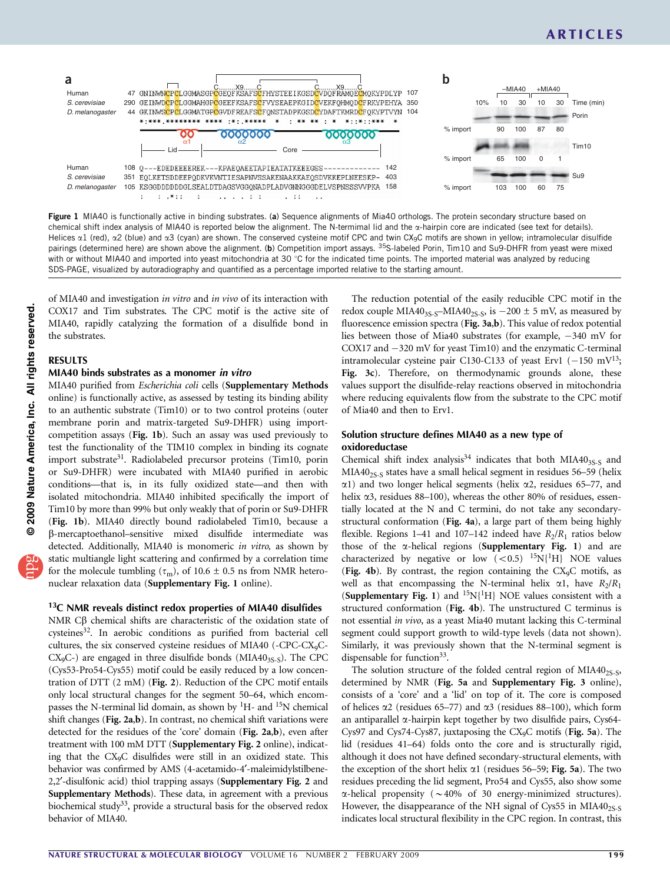Figure 1 MIA40 is functionally active in binding substrates. (**a**) Sequence alignments of Mia40 orthologs. The protein secondary structure based on chemical shift index analysis of MIA40 is reported below the alignment. The N-terminal lid and the α-hairpin core are indicated (see text for details). Helices α1 (red), α2 (blue) and α3 (cyan) are shown. The conserved cysteine motif CPC and twin $CX_9C$ motifs are shown in yellow; intramolecular disulfide pairings (determined here) are shown above the alignment. (**b**) Competition import assays. $^{35}S$-labeled Porin, Tim10 and Su9-DHFR from yeast were mixed with or without MIA40 and imported into yeast mitochondria at 30 °C for the indicated time points. The imported material was analyzed by reducing SDS-PAGE, visualized by autoradiography and quantified as a percentage imported relative to the starting amount.

of MIA40 and investigation *in vitro* and *in vivo* of its interaction with COX17 and Tim substrates. The CPC motif is the active site of MIA40, rapidly catalyzing the formation of a disulfide bond in the substrates.

## RESULTS

### MIA40 binds substrates as a monomer *in vitro*

MIA40 purified from *Escherichia coli* cells (**Supplementary Methods** online) is functionally active, as assessed by testing its binding ability to an authentic substrate (Tim10) or to two control proteins (outer membrane porin and matrix-targeted Su9-DHFR) using import-competition assays (**Fig. 1b**). Such an assay was used previously to test the functionality of the TIM10 complex in binding its cognate import substrate[31]. Radiolabeled precursor proteins (Tim10, porin or Su9-DHFR) were incubated with MIA40 purified in aerobic conditions—that is, in its fully oxidized state—and then with isolated mitochondria. MIA40 inhibited specifically the import of Tim10 by more than 99% but only weakly that of porin or Su9-DHFR (**Fig. 1b**). MIA40 directly bound radiolabeled Tim10, because a β-mercaptoethanol–sensitive mixed disulfide intermediate was detected. Additionally, MIA40 is monomeric *in vitro*, as shown by static multiangle light scattering and confirmed by a correlation time for the molecule tumbling ($\tau_m$), of 10.6 ± 0.5 ns from NMR heteronuclear relaxation data (**Supplementary Fig. 1** online).

### $^{13}C$ NMR reveals distinct redox properties of MIA40 disulfides

NMR Cβ chemical shifts are characteristic of the oxidation state of cysteines[32]. In aerobic conditions as purified from bacterial cell cultures, the six conserved cysteine residues of MIA40 (-CPC-$CX_9C$-$CX_9C$-) are engaged in three disulfide bonds ($MIA40_{3S\text{-}S}$). The CPC (Cys53-Pro54-Cys55) motif could be easily reduced by a low concentration of DTT (2 mM) (**Fig. 2**). Reduction of the CPC motif entails only local structural changes for the segment 50–64, which encompasses the N-terminal lid domain, as shown by $^1H$- and $^{15}N$ chemical shift changes (**Fig. 2a,b**). In contrast, no chemical shift variations were detected for the residues of the 'core' domain (**Fig. 2a,b**), even after treatment with 100 mM DTT (**Supplementary Fig. 2** online), indicating that the $CX_9C$ disulfides were still in an oxidized state. This behavior was confirmed by AMS (4-acetamido-4′-maleimidylstilbene-2,2′-disulfonic acid) thiol trapping assays (**Supplementary Fig. 2** and **Supplementary Methods**). These data, in agreement with a previous biochemical study[33], provide a structural basis for the observed redox behavior of MIA40.

The reduction potential of the easily reducible CPC motif in the redox couple $MIA40_{3S\text{-}S}$–$MIA40_{2S\text{-}S}$, is −200 ± 5 mV, as measured by fluorescence emission spectra (**Fig. 3a,b**). This value of redox potential lies between those of Mia40 substrates (for example, −340 mV for COX17 and −320 mV for yeast Tim10) and the enzymatic C-terminal intramolecular cysteine pair C130-C133 of yeast Erv1 (−150 mV[13]; **Fig. 3c**). Therefore, on thermodynamic grounds alone, these values support the disulfide-relay reactions observed in mitochondria where reducing equivalents flow from the substrate to the CPC motif of Mia40 and then to Erv1.

### Solution structure defines MIA40 as a new type of oxidoreductase

Chemical shift index analysis[34] indicates that both $MIA40_{3S\text{-}S}$ and $MIA40_{2S\text{-}S}$ states have a small helical segment in residues 56–59 (helix α1) and two longer helical segments (helix α2, residues 65–77, and helix α3, residues 88–100), whereas the other 80% of residues, essentially located at the N and C termini, do not take any secondary-structural conformation (**Fig. 4a**), a large part of them being highly flexible. Regions 1–41 and 107–142 indeed have $R_2/R_1$ ratios below those of the α-helical regions (**Supplementary Fig. 1**) and are characterized by negative or low (<0.5) $^{15}N\{^1H\}$ NOE values (**Fig. 4b**). By contrast, the region containing the $CX_9C$ motifs, as well as that encompassing the N-terminal helix α1, have $R_2/R_1$ (**Supplementary Fig. 1**) and $^{15}N\{^1H\}$ NOE values consistent with a structured conformation (**Fig. 4b**). The unstructured C terminus is not essential *in vivo*, as a yeast Mia40 mutant lacking this C-terminal segment could support growth to wild-type levels (data not shown). Similarly, it was previously shown that the N-terminal segment is dispensable for function[33].

The solution structure of the folded central region of $MIA40_{2S\text{-}S}$, determined by NMR (**Fig. 5a** and **Supplementary Fig. 3** online), consists of a 'core' and a 'lid' on top of it. The core is composed of helices α2 (residues 65–77) and α3 (residues 88–100), which form an antiparallel α-hairpin kept together by two disulfide pairs, Cys64-Cys97 and Cys74-Cys87, juxtaposing the $CX_9C$ motifs (**Fig. 5a**). The lid (residues 41–64) folds onto the core and is structurally rigid, although it does not have defined secondary-structural elements, with the exception of the short helix α1 (residues 56–59; **Fig. 5a**). The two residues preceding the lid segment, Pro54 and Cys55, also show some α-helical propensity (~40% of 30 energy-minimized structures). However, the disappearance of the NH signal of Cys55 in $MIA40_{2S\text{-}S}$ indicates local structural flexibility in the CPC region. In contrast, this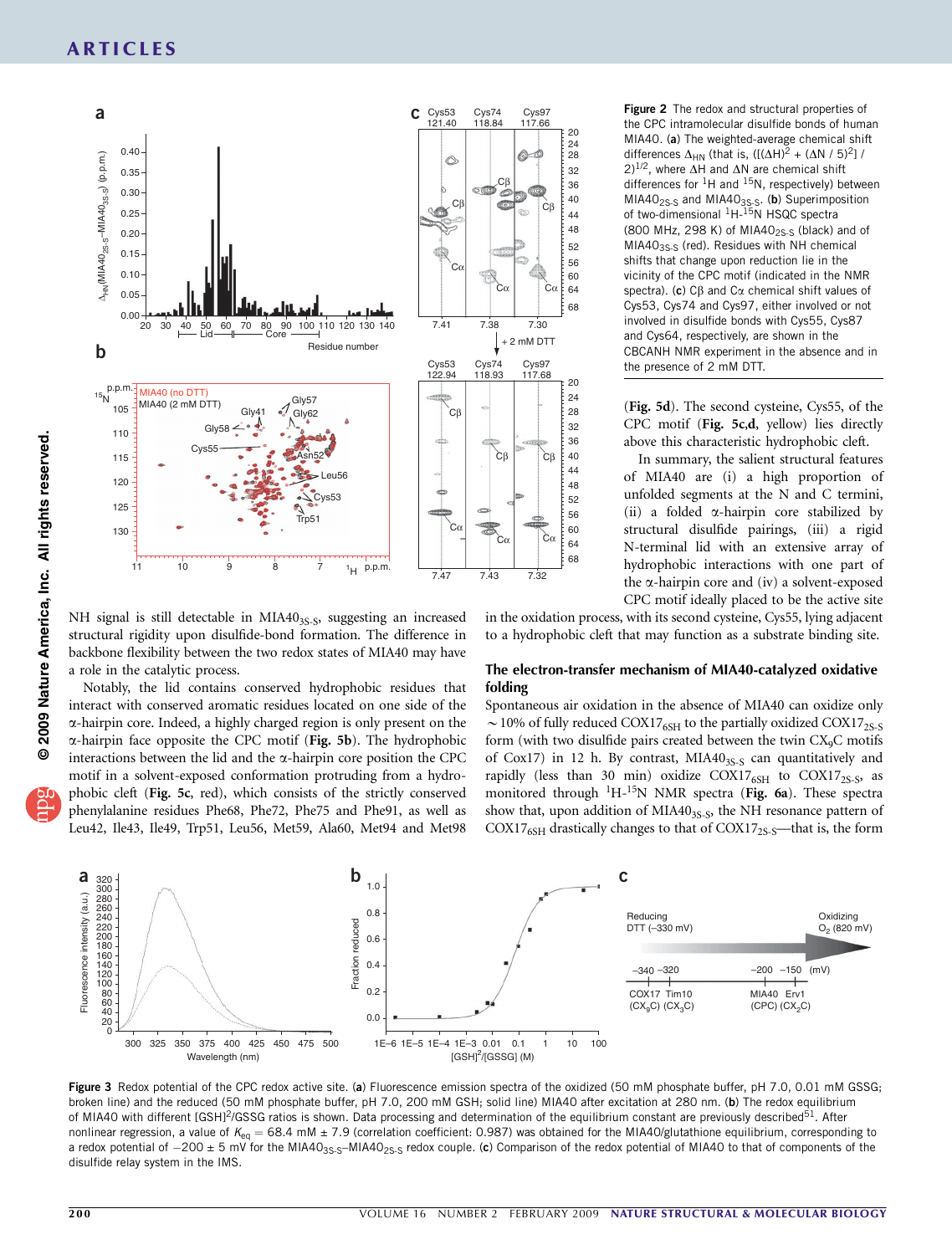**Figure 2** The redox and structural properties of the CPC intramolecular disulfide bonds of human MIA40. (**a**) The weighted-average chemical shift differences $\Delta_{HN}$ (that is, $([(\Delta H)^2 + (\Delta N / 5)^2] / 2)^{1/2}$, where $\Delta H$ and $\Delta N$ are chemical shift differences for $^1H$ and $^{15}N$, respectively) between $MIA40_{2S-S}$ and $MIA40_{3S-S}$. (**b**) Superimposition of two-dimensional $^1H$-$^{15}N$ HSQC spectra (800 MHz, 298 K) of $MIA40_{2S-S}$ (black) and of $MIA40_{3S-S}$ (red). Residues with NH chemical shifts that change upon reduction lie in the vicinity of the CPC motif (indicated in the NMR spectra). (**c**) Cβ and Cα chemical shift values of Cys53, Cys74 and Cys97, either involved or not involved in disulfide bonds with Cys55, Cys87 and Cys64, respectively, are shown in the CBCANH NMR experiment in the absence and in the presence of 2 mM DTT.

NH signal is still detectable in $MIA40_{3S-S}$, suggesting an increased structural rigidity upon disulfide-bond formation. The difference in backbone flexibility between the two redox states of MIA40 may have a role in the catalytic process.

Notably, the lid contains conserved hydrophobic residues that interact with conserved aromatic residues located on one side of the α-hairpin core. Indeed, a highly charged region is only present on the α-hairpin face opposite the CPC motif (**Fig. 5b**). The hydrophobic interactions between the lid and the α-hairpin core position the CPC motif in a solvent-exposed conformation protruding from a hydrophobic cleft (**Fig. 5c**, red), which consists of the strictly conserved phenylalanine residues Phe68, Phe72, Phe75 and Phe91, as well as Leu42, Ile43, Ile49, Trp51, Leu56, Met59, Ala60, Met94 and Met98 (**Fig. 5d**). The second cysteine, Cys55, of the CPC motif (**Fig. 5c,d**, yellow) lies directly above this characteristic hydrophobic cleft.

In summary, the salient structural features of MIA40 are (i) a high proportion of unfolded segments at the N and C termini, (ii) a folded α-hairpin core stabilized by structural disulfide pairings, (iii) a rigid N-terminal lid with an extensive array of hydrophobic interactions with one part of the α-hairpin core and (iv) a solvent-exposed CPC motif ideally placed to be the active site in the oxidation process, with its second cysteine, Cys55, lying adjacent to a hydrophobic cleft that may function as a substrate binding site.

## The electron-transfer mechanism of MIA40-catalyzed oxidative folding

Spontaneous air oxidation in the absence of MIA40 can oxidize only ~10% of fully reduced $COX17_{6SH}$ to the partially oxidized $COX17_{2S-S}$ form (with two disulfide pairs created between the twin $CX_9C$ motifs of Cox17) in 12 h. By contrast, $MIA40_{3S-S}$ can quantitatively and rapidly (less than 30 min) oxidize $COX17_{6SH}$ to $COX17_{2S-S}$, as monitored through $^1H$-$^{15}N$ NMR spectra (**Fig. 6a**). These spectra show that, upon addition of $MIA40_{3S-S}$, the NH resonance pattern of $COX17_{6SH}$ drastically changes to that of $COX17_{2S-S}$—that is, the form

**Figure 3** Redox potential of the CPC redox active site. (**a**) Fluorescence emission spectra of the oxidized (50 mM phosphate buffer, pH 7.0, 0.01 mM GSSG; broken line) and the reduced (50 mM phosphate buffer, pH 7.0, 200 mM GSH; solid line) MIA40 after excitation at 280 nm. (**b**) The redox equilibrium of MIA40 with different $[GSH]^2/GSSG$ ratios is shown. Data processing and determination of the equilibrium constant are previously described[51]. After nonlinear regression, a value of $K_{eq}$ = 68.4 mM ± 7.9 (correlation coefficient: 0.987) was obtained for the MIA40/glutathione equilibrium, corresponding to a redox potential of −200 ± 5 mV for the $MIA40_{3S-S}$–$MIA40_{2S-S}$ redox couple. (**c**) Comparison of the redox potential of MIA40 to that of components of the disulfide relay system in the IMS.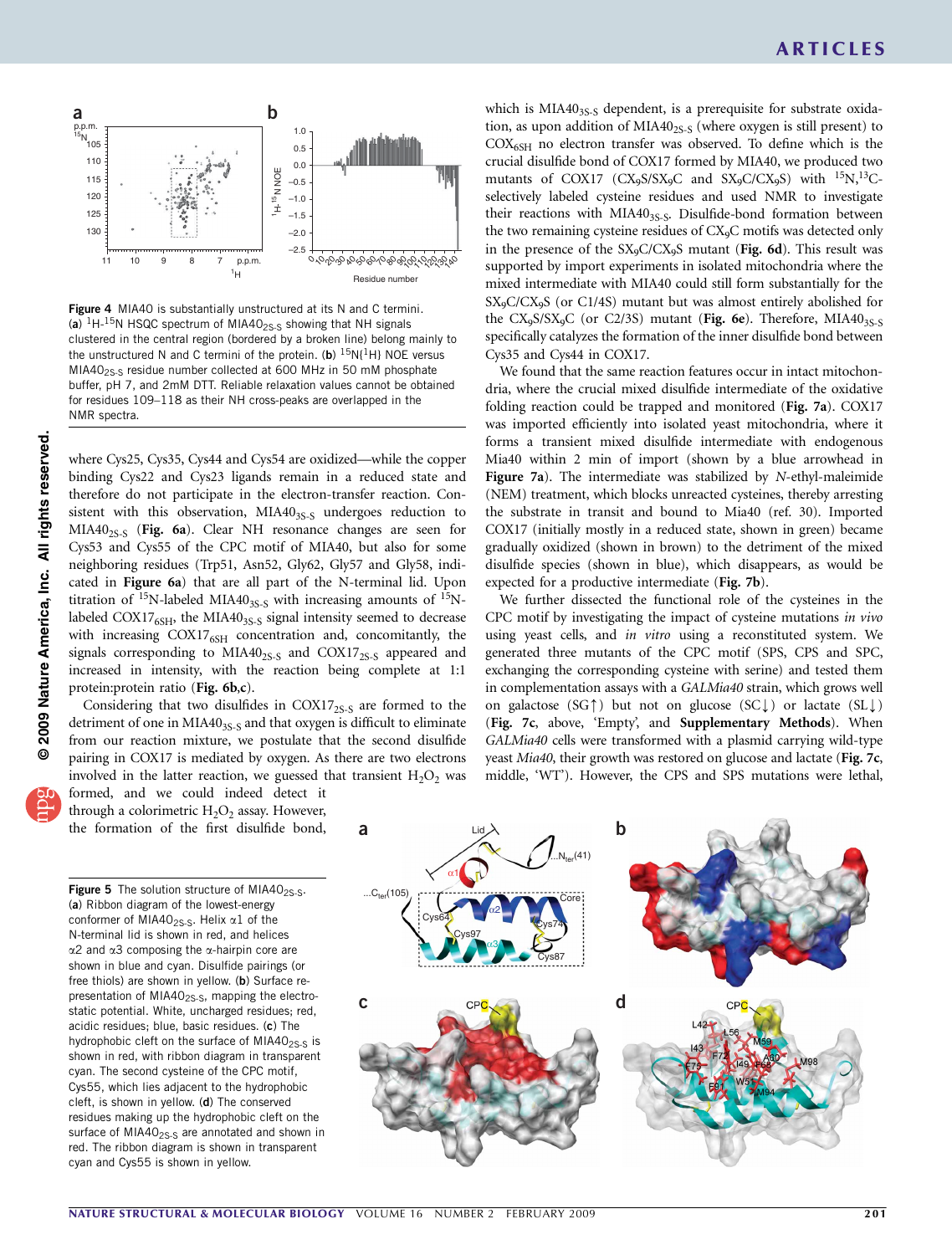Figure 4 MIA40 is substantially unstructured at its N and C termini. (**a**) $^1H$-$^{15}N$ HSQC spectrum of $MIA40_{2S-S}$ showing that NH signals clustered in the central region (bordered by a broken line) belong mainly to the unstructured N and C termini of the protein. (**b**) $^{15}N\{^1H\}$ NOE versus $MIA40_{2S-S}$ residue number collected at 600 MHz in 50 mM phosphate buffer, pH 7, and 2mM DTT. Reliable relaxation values cannot be obtained for residues 109–118 as their NH cross-peaks are overlapped in the NMR spectra.

where Cys25, Cys35, Cys44 and Cys54 are oxidized—while the copper binding Cys22 and Cys23 ligands remain in a reduced state and therefore do not participate in the electron-transfer reaction. Consistent with this observation, $MIA40_{3S-S}$ undergoes reduction to $MIA40_{2S-S}$ (**Fig. 6a**). Clear NH resonance changes are seen for Cys53 and Cys55 of the CPC motif of MIA40, but also for some neighboring residues (Trp51, Asn52, Gly62, Gly57 and Gly58, indicated in **Figure 6a**) that are all part of the N-terminal lid. Upon titration of $^{15}N$-labeled $MIA40_{3S-S}$ with increasing amounts of $^{15}N$-labeled $COX17_{6SH}$, the $MIA40_{3S-S}$ signal intensity seemed to decrease with increasing $COX17_{6SH}$ concentration and, concomitantly, the signals corresponding to $MIA40_{2S-S}$ and $COX17_{2S-S}$ appeared and increased in intensity, with the reaction being complete at 1:1 protein:protein ratio (**Fig. 6b**,**c**).

Considering that two disulfides in $COX17_{2S-S}$ are formed to the detriment of one in $MIA40_{3S-S}$ and that oxygen is difficult to eliminate from our reaction mixture, we postulate that the second disulfide pairing in COX17 is mediated by oxygen. As there are two electrons involved in the latter reaction, we guessed that transient $H_2O_2$ was formed, and we could indeed detect it through a colorimetric $H_2O_2$ assay. However, the formation of the first disulfide bond, which is $MIA40_{3S-S}$ dependent, is a prerequisite for substrate oxidation, as upon addition of $MIA40_{2S-S}$ (where oxygen is still present) to $COX_{6SH}$ no electron transfer was observed. To define which is the crucial disulfide bond of COX17 formed by MIA40, we produced two mutants of COX17 ($CX_9S/SX_9C$ and $SX_9C/CX_9S$) with $^{15}N$,$^{13}C$-selectively labeled cysteine residues and used NMR to investigate their reactions with $MIA40_{3S-S}$. Disulfide-bond formation between the two remaining cysteine residues of $CX_9C$ motifs was detected only in the presence of the $SX_9C/CX_9S$ mutant (**Fig. 6d**). This result was supported by import experiments in isolated mitochondria where the mixed intermediate with MIA40 could still form substantially for the $SX_9C/CX_9S$ (or C1/4S) mutant but was almost entirely abolished for the $CX_9S/SX_9C$ (or C2/3S) mutant (**Fig. 6e**). Therefore, $MIA40_{3S-S}$ specifically catalyzes the formation of the inner disulfide bond between Cys35 and Cys44 in COX17.

We found that the same reaction features occur in intact mitochondria, where the crucial mixed disulfide intermediate of the oxidative folding reaction could be trapped and monitored (**Fig. 7a**). COX17 was imported efficiently into isolated yeast mitochondria, where it forms a transient mixed disulfide intermediate with endogenous Mia40 within 2 min of import (shown by a blue arrowhead in **Figure 7a**). The intermediate was stabilized by *N*-ethyl-maleimide (NEM) treatment, which blocks unreacted cysteines, thereby arresting the substrate in transit and bound to Mia40 (ref. 30). Imported COX17 (initially mostly in a reduced state, shown in green) became gradually oxidized (shown in brown) to the detriment of the mixed disulfide species (shown in blue), which disappears, as would be expected for a productive intermediate (**Fig. 7b**).

We further dissected the functional role of the cysteines in the CPC motif by investigating the impact of cysteine mutations *in vivo* using yeast cells, and *in vitro* using a reconstituted system. We generated three mutants of the CPC motif (SPS, CPS and SPC, exchanging the corresponding cysteine with serine) and tested them in complementation assays with a *GALMia40* strain, which grows well on galactose (SG↑) but not on glucose (SC↓) or lactate (SL↓) (**Fig. 7c**, above, 'Empty', and **Supplementary Methods**). When *GALMia40* cells were transformed with a plasmid carrying wild-type yeast *Mia40*, their growth was restored on glucose and lactate (**Fig. 7c**, middle, 'WT'). However, the CPS and SPS mutations were lethal,

Figure 5 The solution structure of $MIA40_{2S-S}$. (**a**) Ribbon diagram of the lowest-energy conformer of $MIA40_{2S-S}$. Helix α1 of the N-terminal lid is shown in red, and helices α2 and α3 composing the α-hairpin core are shown in blue and cyan. Disulfide pairings (or free thiols) are shown in yellow. (**b**) Surface representation of $MIA40_{2S-S}$, mapping the electrostatic potential. White, uncharged residues; red, acidic residues; blue, basic residues. (**c**) The hydrophobic cleft on the surface of $MIA40_{2S-S}$ is shown in red, with ribbon diagram in transparent cyan. The second cysteine of the CPC motif, Cys55, which lies adjacent to the hydrophobic cleft, is shown in yellow. (**d**) The conserved residues making up the hydrophobic cleft on the surface of $MIA40_{2S-S}$ are annotated and shown in red. The ribbon diagram is shown in transparent cyan and Cys55 is shown in yellow.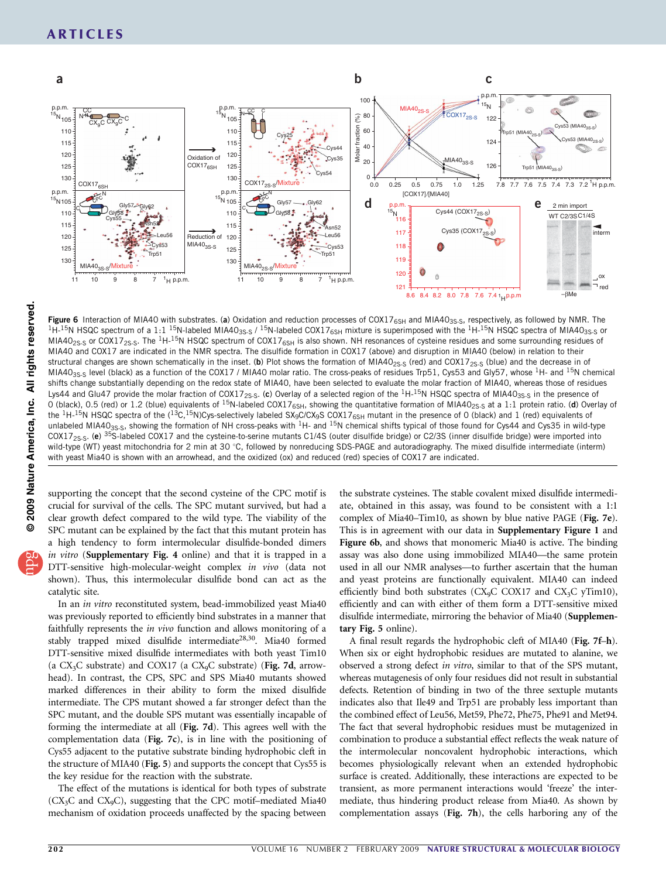Figure 6 Interaction of MIA40 with substrates. (**a**) Oxidation and reduction processes of $COX17_{6SH}$ and $MIA40_{3S\text{-}S}$, respectively, as followed by NMR. The $^1H$-$^{15}N$ HSQC spectrum of a 1:1 $^{15}N$-labeled $MIA40_{3S\text{-}S}$ / $^{15}N$-labeled $COX17_{6SH}$ mixture is superimposed with the $^1H$-$^{15}N$ HSQC spectra of $MIA40_{3S\text{-}S}$ or $MIA40_{2S\text{-}S}$ or $COX17_{2S\text{-}S}$. The $^1H$-$^{15}N$ HSQC spectrum of $COX17_{6SH}$ is also shown. NH resonances of cysteine residues and some surrounding residues of MIA40 and COX17 are indicated in the NMR spectra. The disulfide formation in COX17 (above) and disruption in MIA40 (below) in relation to their structural changes are shown schematically in the inset. (**b**) Plot shows the formation of $MIA40_{2S\text{-}S}$ (red) and $COX17_{2S\text{-}S}$ (blue) and the decrease in of $MIA40_{3S\text{-}S}$ level (black) as a function of the COX17 / MIA40 molar ratio. The cross-peaks of residues Trp51, Cys53 and Gly57, whose $^1H$- and $^{15}N$ chemical shifts change substantially depending on the redox state of MIA40, have been selected to evaluate the molar fraction of MIA40, whereas those of residues Lys44 and Glu47 provide the molar fraction of $COX17_{2S\text{-}S}$. (**c**) Overlay of a selected region of the $^1H$-$^{15}N$ HSQC spectra of $MIA40_{3S\text{-}S}$ in the presence of 0 (black), 0.5 (red) or 1.2 (blue) equivalents of $^{15}N$-labeled $COX17_{6SH}$, showing the quantitative formation of $MIA40_{2S\text{-}S}$ at a 1:1 protein ratio. (**d**) Overlay of the $^1H$-$^{15}N$ HSQC spectra of the ($^{13}C$,$^{15}N$)Cys-selectively labeled $SX_9C/CX_9S$ $COX17_{6SH}$ mutant in the presence of 0 (black) and 1 (red) equivalents of unlabeled $MIA40_{3S\text{-}S}$, showing the formation of NH cross-peaks with $^1H$- and $^{15}N$ chemical shifts typical of those found for Cys44 and Cys35 in wild-type $COX17_{2S\text{-}S}$. (**e**) $^{35}S$-labeled COX17 and the cysteine-to-serine mutants C1/4S (outer disulfide bridge) or C2/3S (inner disulfide bridge) were imported into wild-type (WT) yeast mitochondria for 2 min at 30 °C, followed by nonreducing SDS-PAGE and autoradiography. The mixed disulfide intermediate (interm) with yeast Mia40 is shown with an arrowhead, and the oxidized (ox) and reduced (red) species of COX17 are indicated.

supporting the concept that the second cysteine of the CPC motif is crucial for survival of the cells. The SPC mutant survived, but had a clear growth defect compared to the wild type. The viability of the SPC mutant can be explained by the fact that this mutant protein has a high tendency to form intermolecular disulfide-bonded dimers *in vitro* (**Supplementary Fig. 4** online) and that it is trapped in a DTT-sensitive high-molecular-weight complex *in vivo* (data not shown). Thus, this intermolecular disulfide bond can act as the catalytic site.

In an *in vitro* reconstituted system, bead-immobilized yeast Mia40 was previously reported to efficiently bind substrates in a manner that faithfully represents the *in vivo* function and allows monitoring of a stably trapped mixed disulfide intermediate[28,30]. Mia40 formed DTT-sensitive mixed disulfide intermediates with both yeast Tim10 (a $CX_3C$ substrate) and COX17 (a $CX_9C$ substrate) (**Fig. 7d**, arrowhead). In contrast, the CPS, SPC and SPS Mia40 mutants showed marked differences in their ability to form the mixed disulfide intermediate. The CPS mutant showed a far stronger defect than the SPC mutant, and the double SPS mutant was essentially incapable of forming the intermediate at all (**Fig. 7d**). This agrees well with the complementation data (**Fig. 7c**), is in line with the positioning of Cys55 adjacent to the putative substrate binding hydrophobic cleft in the structure of MIA40 (**Fig. 5**) and supports the concept that Cys55 is the key residue for the reaction with the substrate.

The effect of the mutations is identical for both types of substrate ($CX_3C$ and $CX_9C$), suggesting that the CPC motif–mediated Mia40 mechanism of oxidation proceeds unaffected by the spacing between the substrate cysteines. The stable covalent mixed disulfide intermediate, obtained in this assay, was found to be consistent with a 1:1 complex of Mia40–Tim10, as shown by blue native PAGE (**Fig. 7e**). This is in agreement with our data in **Supplementary Figure 1** and **Figure 6b**, and shows that monomeric Mia40 is active. The binding assay was also done using immobilized MIA40—the same protein used in all our NMR analyses—to further ascertain that the human and yeast proteins are functionally equivalent. MIA40 can indeed efficiently bind both substrates ($CX_9C$ COX17 and $CX_3C$ yTim10), efficiently and can with either of them form a DTT-sensitive mixed disulfide intermediate, mirroring the behavior of Mia40 (**Supplementary Fig. 5** online).

A final result regards the hydrophobic cleft of MIA40 (**Fig. 7f–h**). When six or eight hydrophobic residues are mutated to alanine, we observed a strong defect *in vitro*, similar to that of the SPS mutant, whereas mutagenesis of only four residues did not result in substantial defects. Retention of binding in two of the three sextuple mutants indicates also that Ile49 and Trp51 are probably less important than the combined effect of Leu56, Met59, Phe72, Phe75, Phe91 and Met94. The fact that several hydrophobic residues must be mutagenized in combination to produce a substantial effect reflects the weak nature of the intermolecular noncovalent hydrophobic interactions, which becomes physiologically relevant when an extended hydrophobic surface is created. Additionally, these interactions are expected to be transient, as more permanent interactions would 'freeze' the intermediate, thus hindering product release from Mia40. As shown by complementation assays (**Fig. 7h**), the cells harboring any of the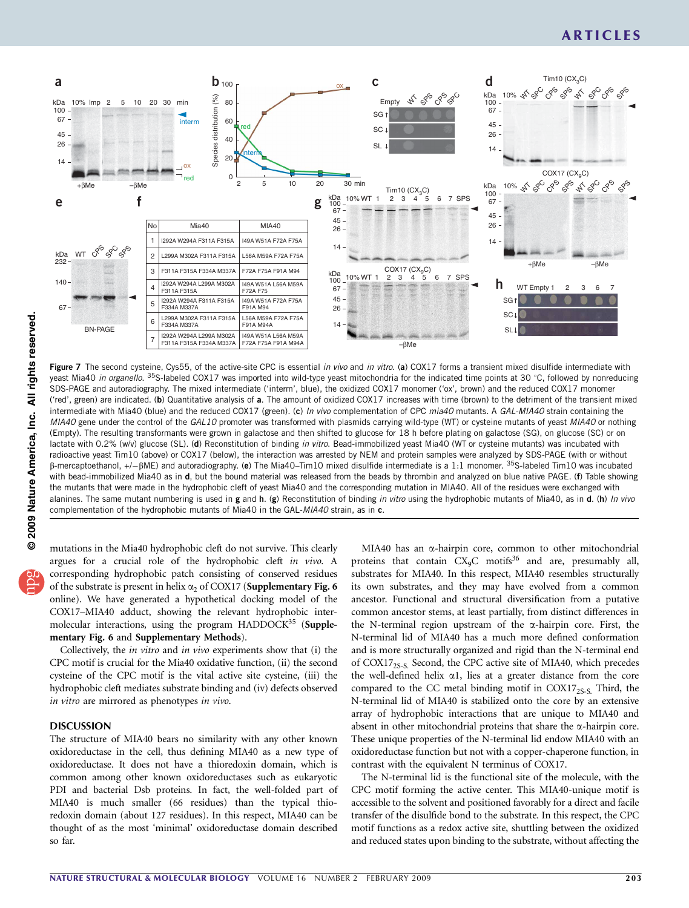| No | Mia40 | MIA40 |
|---|---|---|
| 1 | I292A W294A F311A F315A | I49A W51A F72A F75A |
| 2 | L299A M302A F311A F315A | L56A M59A F72A F75A |
| 3 | F311A F315A F334A M337A | F72A F75A F91A M94 |
| 4 | I292A W294A L299A M302A F311A F315A | I49A W51A L56A M59A F72A F75 |
| 5 | I292A W294A F311A F315A F334A M337A | I49A W51A F72A F75A F91A M94 |
| 6 | L299A M302A F311A F315A F334A M337A | L56A M59A F72A F75A F91A M94A |
| 7 | I292A W294A L299A M302A F311A F315A F334A M337A | I49A W51A L56A M59A F72A F75A F91A M94A |

**Figure 7** The second cysteine, Cys55, of the active-site CPC is essential *in vivo* and *in vitro*. (**a**) COX17 forms a transient mixed disulfide intermediate with yeast Mia40 *in organello*. $^{35}$S-labeled COX17 was imported into wild-type yeast mitochondria for the indicated time points at 30 °C, followed by nonreducing SDS-PAGE and autoradiography. The mixed intermediate ('interm', blue), the oxidized COX17 monomer ('ox', brown) and the reduced COX17 monomer ('red', green) are indicated. (**b**) Quantitative analysis of **a**. The amount of oxidized COX17 increases with time (brown) to the detriment of the transient mixed intermediate with Mia40 (blue) and the reduced COX17 (green). (**c**) *In vivo* complementation of CPC *mia40* mutants. A *GAL-MIA40* strain containing the *MIA40* gene under the control of the *GAL10* promoter was transformed with plasmids carrying wild-type (WT) or cysteine mutants of yeast *MIA40* or nothing (Empty). The resulting transformants were grown in galactose and then shifted to glucose for 18 h before plating on galactose (SG), on glucose (SC) or on lactate with 0.2% (w/v) glucose (SL). (**d**) Reconstitution of binding *in vitro*. Bead-immobilized yeast Mia40 (WT or cysteine mutants) was incubated with radioactive yeast Tim10 (above) or COX17 (below), the interaction was arrested by NEM and protein samples were analyzed by SDS-PAGE (with or without β-mercaptoethanol, +/−βME) and autoradiography. (**e**) The Mia40–Tim10 mixed disulfide intermediate is a 1:1 monomer. $^{35}$S-labeled Tim10 was incubated with bead-immobilized Mia40 as in **d**, but the bound material was released from the beads by thrombin and analyzed on blue native PAGE. (**f**) Table showing the mutants that were made in the hydrophobic cleft of yeast Mia40 and the corresponding mutation in MIA40. All of the residues were exchanged with alanines. The same mutant numbering is used in **g** and **h**. (**g**) Reconstitution of binding *in vitro* using the hydrophobic mutants of Mia40, as in **d**. (**h**) *In vivo* complementation of the hydrophobic mutants of Mia40 in the GAL-*MIA40* strain, as in **c**.

mutations in the Mia40 hydrophobic cleft do not survive. This clearly argues for a crucial role of the hydrophobic cleft *in vivo*. A corresponding hydrophobic patch consisting of conserved residues of the substrate is present in helix $\alpha_2$ of COX17 (**Supplementary Fig. 6** online). We have generated a hypothetical docking model of the COX17–MIA40 adduct, showing the relevant hydrophobic intermolecular interactions, using the program HADDOCK[35] (**Supplementary Fig. 6** and **Supplementary Methods**).

Collectively, the *in vitro* and *in vivo* experiments show that (i) the CPC motif is crucial for the Mia40 oxidative function, (ii) the second cysteine of the CPC motif is the vital active site cysteine, (iii) the hydrophobic cleft mediates substrate binding and (iv) defects observed *in vitro* are mirrored as phenotypes *in vivo*.

## DISCUSSION

The structure of MIA40 bears no similarity with any other known oxidoreductase in the cell, thus defining MIA40 as a new type of oxidoreductase. It does not have a thioredoxin domain, which is common among other known oxidoreductases such as eukaryotic PDI and bacterial Dsb proteins. In fact, the well-folded part of MIA40 is much smaller (66 residues) than the typical thioredoxin domain (about 127 residues). In this respect, MIA40 can be thought of as the most 'minimal' oxidoreductase domain described so far.

MIA40 has an α-hairpin core, common to other mitochondrial proteins that contain $CX_9C$ motifs[36] and are, presumably all, substrates for MIA40. In this respect, MIA40 resembles structurally its own substrates, and they may have evolved from a common ancestor. Functional and structural diversification from a putative common ancestor stems, at least partially, from distinct differences in the N-terminal region upstream of the α-hairpin core. First, the N-terminal lid of MIA40 has a much more defined conformation and is more structurally organized and rigid than the N-terminal end of $COX17_{2S-S}$. Second, the CPC active site of MIA40, which precedes the well-defined helix α1, lies at a greater distance from the core compared to the CC metal binding motif in $COX17_{2S-S}$. Third, the N-terminal lid of MIA40 is stabilized onto the core by an extensive array of hydrophobic interactions that are unique to MIA40 and absent in other mitochondrial proteins that share the α-hairpin core. These unique properties of the N-terminal lid endow MIA40 with an oxidoreductase function but not with a copper-chaperone function, in contrast with the equivalent N terminus of COX17.

The N-terminal lid is the functional site of the molecule, with the CPC motif forming the active center. This MIA40-unique motif is accessible to the solvent and positioned favorably for a direct and facile transfer of the disulfide bond to the substrate. In this respect, the CPC motif functions as a redox active site, shuttling between the oxidized and reduced states upon binding to the substrate, without affecting the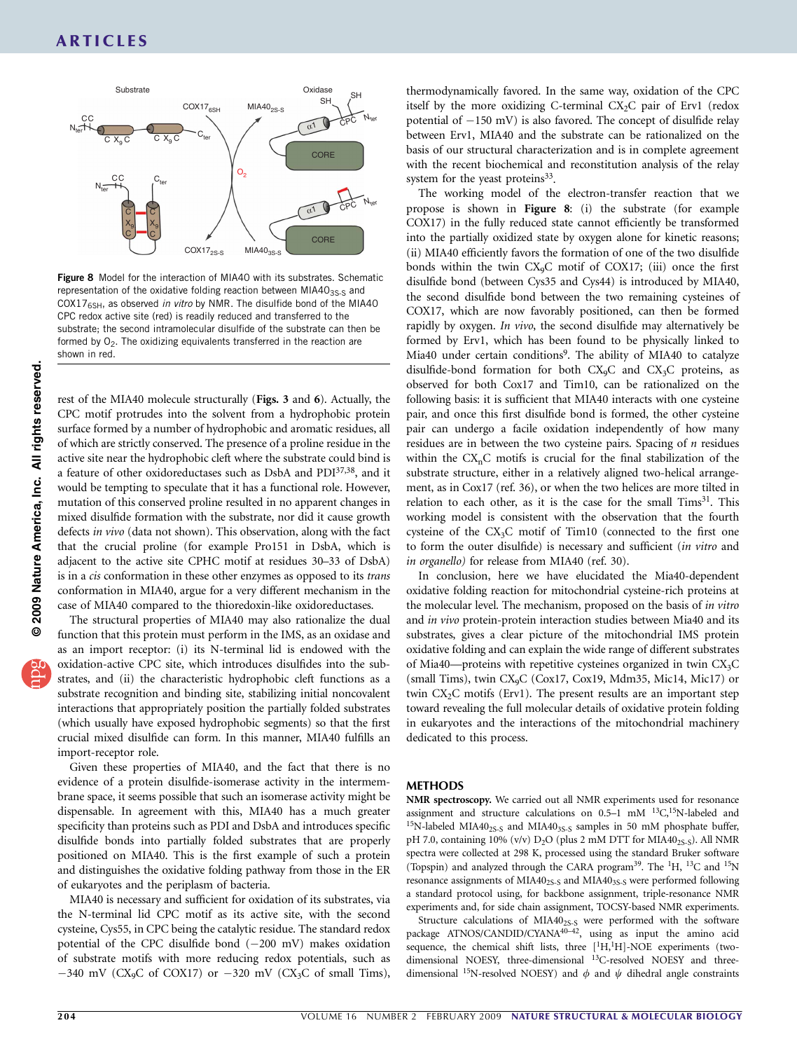**Figure 8** Model for the interaction of MIA40 with its substrates. Schematic representation of the oxidative folding reaction between $MIA40_{3S\text{-}S}$ and $COX17_{6SH}$, as observed *in vitro* by NMR. The disulfide bond of the MIA40 CPC redox active site (red) is readily reduced and transferred to the substrate; the second intramolecular disulfide of the substrate can then be formed by $O_2$. The oxidizing equivalents transferred in the reaction are shown in red.

rest of the MIA40 molecule structurally (**Figs. 3** and **6**). Actually, the CPC motif protrudes into the solvent from a hydrophobic protein surface formed by a number of hydrophobic and aromatic residues, all of which are strictly conserved. The presence of a proline residue in the active site near the hydrophobic cleft where the substrate could bind is a feature of other oxidoreductases such as DsbA and PDI[37,38], and it would be tempting to speculate that it has a functional role. However, mutation of this conserved proline resulted in no apparent changes in mixed disulfide formation with the substrate, nor did it cause growth defects *in vivo* (data not shown). This observation, along with the fact that the crucial proline (for example Pro151 in DsbA, which is adjacent to the active site CPHC motif at residues 30–33 of DsbA) is in a *cis* conformation in these other enzymes as opposed to its *trans* conformation in MIA40, argue for a very different mechanism in the case of MIA40 compared to the thioredoxin-like oxidoreductases.

The structural properties of MIA40 may also rationalize the dual function that this protein must perform in the IMS, as an oxidase and as an import receptor: (i) its N-terminal lid is endowed with the oxidation-active CPC site, which introduces disulfides into the substrates, and (ii) the characteristic hydrophobic cleft functions as a substrate recognition and binding site, stabilizing initial noncovalent interactions that appropriately position the partially folded substrates (which usually have exposed hydrophobic segments) so that the first crucial mixed disulfide can form. In this manner, MIA40 fulfills an import-receptor role.

Given these properties of MIA40, and the fact that there is no evidence of a protein disulfide-isomerase activity in the intermembrane space, it seems possible that such an isomerase activity might be dispensable. In agreement with this, MIA40 has a much greater specificity than proteins such as PDI and DsbA and introduces specific disulfide bonds into partially folded substrates that are properly positioned on MIA40. This is the first example of such a protein and distinguishes the oxidative folding pathway from those in the ER of eukaryotes and the periplasm of bacteria.

MIA40 is necessary and sufficient for oxidation of its substrates, via the N-terminal lid CPC motif as its active site, with the second cysteine, Cys55, in CPC being the catalytic residue. The standard redox potential of the CPC disulfide bond (−200 mV) makes oxidation of substrate motifs with more reducing redox potentials, such as −340 mV ($CX_9C$ of COX17) or −320 mV ($CX_3C$ of small Tims), thermodynamically favored. In the same way, oxidation of the CPC itself by the more oxidizing C-terminal $CX_2C$ pair of Erv1 (redox potential of −150 mV) is also favored. The concept of disulfide relay between Erv1, MIA40 and the substrate can be rationalized on the basis of our structural characterization and is in complete agreement with the recent biochemical and reconstitution analysis of the relay system for the yeast proteins[33].

The working model of the electron-transfer reaction that we propose is shown in **Figure 8**: (i) the substrate (for example COX17) in the fully reduced state cannot efficiently be transformed into the partially oxidized state by oxygen alone for kinetic reasons; (ii) MIA40 efficiently favors the formation of one of the two disulfide bonds within the twin $CX_9C$ motif of COX17; (iii) once the first disulfide bond (between Cys35 and Cys44) is introduced by MIA40, the second disulfide bond between the two remaining cysteines of COX17, which are now favorably positioned, can then be formed rapidly by oxygen. *In vivo*, the second disulfide may alternatively be formed by Erv1, which has been found to be physically linked to Mia40 under certain conditions[9]. The ability of MIA40 to catalyze disulfide-bond formation for both $CX_9C$ and $CX_3C$ proteins, as observed for both Cox17 and Tim10, can be rationalized on the following basis: it is sufficient that MIA40 interacts with one cysteine pair, and once this first disulfide bond is formed, the other cysteine pair can undergo a facile oxidation independently of how many residues are in between the two cysteine pairs. Spacing of $n$ residues within the $CX_nC$ motifs is crucial for the final stabilization of the substrate structure, either in a relatively aligned two-helical arrangement, as in Cox17 (ref. 36), or when the two helices are more tilted in relation to each other, as it is the case for the small Tims[31]. This working model is consistent with the observation that the fourth cysteine of the $CX_3C$ motif of Tim10 (connected to the first one to form the outer disulfide) is necessary and sufficient (*in vitro* and *in organello*) for release from MIA40 (ref. 30).

In conclusion, here we have elucidated the Mia40-dependent oxidative folding reaction for mitochondrial cysteine-rich proteins at the molecular level. The mechanism, proposed on the basis of *in vitro* and *in vivo* protein-protein interaction studies between Mia40 and its substrates, gives a clear picture of the mitochondrial IMS protein oxidative folding and can explain the wide range of different substrates of Mia40—proteins with repetitive cysteines organized in twin $CX_3C$ (small Tims), twin $CX_9C$ (Cox17, Cox19, Mdm35, Mic14, Mic17) or twin $CX_2C$ motifs (Erv1). The present results are an important step toward revealing the full molecular details of oxidative protein folding in eukaryotes and the interactions of the mitochondrial machinery dedicated to this process.

## METHODS

**NMR spectroscopy.** We carried out all NMR experiments used for resonance assignment and structure calculations on 0.5–1 mM $^{13}C$,$^{15}N$-labeled and $^{15}N$-labeled $MIA40_{2S\text{-}S}$ and $MIA40_{3S\text{-}S}$ samples in 50 mM phosphate buffer, pH 7.0, containing 10% (v/v) $D_2O$ (plus 2 mM DTT for $MIA40_{2S\text{-}S}$). All NMR spectra were collected at 298 K, processed using the standard Bruker software (Topspin) and analyzed through the CARA program[39]. The $^1H$, $^{13}C$ and $^{15}N$ resonance assignments of $MIA40_{2S\text{-}S}$ and $MIA40_{3S\text{-}S}$ were performed following a standard protocol using, for backbone assignment, triple-resonance NMR experiments and, for side chain assignment, TOCSY-based NMR experiments.

Structure calculations of $MIA40_{2S\text{-}S}$ were performed with the software package ATNOS/CANDID/CYANA[40–42], using as input the amino acid sequence, the chemical shift lists, three [$^1H$,$^1H$]-NOE experiments (two-dimensional NOESY, three-dimensional $^{13}C$-resolved NOESY and three-dimensional $^{15}N$-resolved NOESY) and $\phi$ and $\psi$ dihedral angle constraints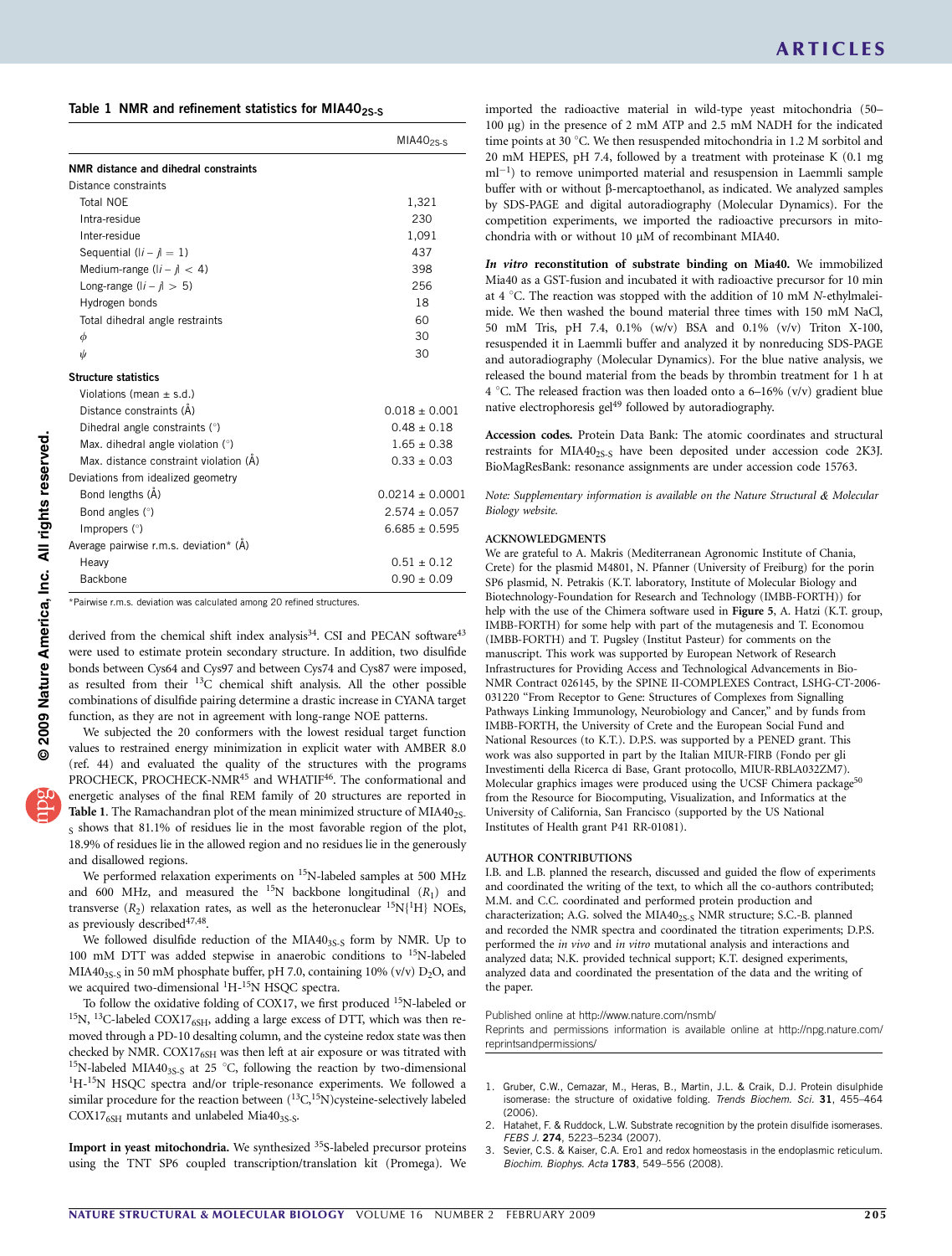**Table 1 NMR and refinement statistics for MIA40$_{2S-S}$**

| | MIA40$_{2S-S}$ |
|---|---|
| **NMR distance and dihedral constraints** | |
| Distance constraints | |
| Total NOE | 1,321 |
| Intra-residue | 230 |
| Inter-residue | 1,091 |
| Sequential ($\|i - j\| = 1$) | 437 |
| Medium-range ($\|i - j\| < 4$) | 398 |
| Long-range ($\|i - j\| > 5$) | 256 |
| Hydrogen bonds | 18 |
| Total dihedral angle restraints | 60 |
| $\phi$ | 30 |
| $\psi$ | 30 |
| **Structure statistics** | |
| Violations (mean ± s.d.) | |
| Distance constraints (Å) | 0.018 ± 0.001 |
| Dihedral angle constraints (°) | 0.48 ± 0.18 |
| Max. dihedral angle violation (°) | 1.65 ± 0.38 |
| Max. distance constraint violation (Å) | 0.33 ± 0.03 |
| Deviations from idealized geometry | |
| Bond lengths (Å) | 0.0214 ± 0.0001 |
| Bond angles (°) | 2.574 ± 0.057 |
| Impropers (°) | 6.685 ± 0.595 |
| Average pairwise r.m.s. deviation* (Å) | |
| Heavy | 0.51 ± 0.12 |
| Backbone | 0.90 ± 0.09 |

*Pairwise r.m.s. deviation was calculated among 20 refined structures.

derived from the chemical shift index analysis[34]. CSI and PECAN software[43] were used to estimate protein secondary structure. In addition, two disulfide bonds between Cys64 and Cys97 and between Cys74 and Cys87 were imposed, as resulted from their $^{13}$C chemical shift analysis. All the other possible combinations of disulfide pairing determine a drastic increase in CYANA target function, as they are not in agreement with long-range NOE patterns.

We subjected the 20 conformers with the lowest residual target function values to restrained energy minimization in explicit water with AMBER 8.0 (ref. 44) and evaluated the quality of the structures with the programs PROCHECK, PROCHECK-NMR[45] and WHATIF[46]. The conformational and energetic analyses of the final REM family of 20 structures are reported in **Table 1**. The Ramachandran plot of the mean minimized structure of MIA40$_{2S-S}$ shows that 81.1% of residues lie in the most favorable region of the plot, 18.9% of residues lie in the allowed region and no residues lie in the generously and disallowed regions.

We performed relaxation experiments on $^{15}$N-labeled samples at 500 MHz and 600 MHz, and measured the $^{15}$N backbone longitudinal ($R_1$) and transverse ($R_2$) relaxation rates, as well as the heteronuclear $^{15}$N{$^1$H} NOEs, as previously described[47,48].

We followed disulfide reduction of the MIA40$_{3S-S}$ form by NMR. Up to 100 mM DTT was added stepwise in anaerobic conditions to $^{15}$N-labeled MIA40$_{3S-S}$ in 50 mM phosphate buffer, pH 7.0, containing 10% (v/v) $D_2O$, and we acquired two-dimensional $^1$H-$^{15}$N HSQC spectra.

To follow the oxidative folding of COX17, we first produced $^{15}$N-labeled or $^{15}$N, $^{13}$C-labeled COX17$_{6SH}$, adding a large excess of DTT, which was then removed through a PD-10 desalting column, and the cysteine redox state was then checked by NMR. COX17$_{6SH}$ was then left at air exposure or was titrated with $^{15}$N-labeled MIA40$_{3S-S}$ at 25 °C, following the reaction by two-dimensional $^1$H-$^{15}$N HSQC spectra and/or triple-resonance experiments. We followed a similar procedure for the reaction between ($^{13}$C,$^{15}$N)cysteine-selectively labeled COX17$_{6SH}$ mutants and unlabeled Mia40$_{3S-S}$.

**Import in yeast mitochondria.** We synthesized $^{35}$S-labeled precursor proteins using the TNT SP6 coupled transcription/translation kit (Promega). We imported the radioactive material in wild-type yeast mitochondria (50–100 μg) in the presence of 2 mM ATP and 2.5 mM NADH for the indicated time points at 30 °C. We then resuspended mitochondria in 1.2 M sorbitol and 20 mM HEPES, pH 7.4, followed by a treatment with proteinase K (0.1 mg ml$^{-1}$) to remove unimported material and resuspension in Laemmli sample buffer with or without β-mercaptoethanol, as indicated. We analyzed samples by SDS-PAGE and digital autoradiography (Molecular Dynamics). For the competition experiments, we imported the radioactive precursors in mitochondria with or without 10 μM of recombinant MIA40.

***In vitro* reconstitution of substrate binding on Mia40.** We immobilized Mia40 as a GST-fusion and incubated it with radioactive precursor for 10 min at 4 °C. The reaction was stopped with the addition of 10 mM *N*-ethylmaleimide. We then washed the bound material three times with 150 mM NaCl, 50 mM Tris, pH 7.4, 0.1% (w/v) BSA and 0.1% (v/v) Triton X-100, resuspended it in Laemmli buffer and analyzed it by nonreducing SDS-PAGE and autoradiography (Molecular Dynamics). For the blue native analysis, we released the bound material from the beads by thrombin treatment for 1 h at 4 °C. The released fraction was then loaded onto a 6–16% (v/v) gradient blue native electrophoresis gel[49] followed by autoradiography.

**Accession codes.** Protein Data Bank: The atomic coordinates and structural restraints for MIA40$_{2S-S}$ have been deposited under accession code 2K3J. BioMagResBank: resonance assignments are under accession code 15763.

*Note: Supplementary information is available on the Nature Structural & Molecular Biology website.*

## ACKNOWLEDGMENTS

We are grateful to A. Makris (Mediterranean Agronomic Institute of Chania, Crete) for the plasmid M4801, N. Pfanner (University of Freiburg) for the porin SP6 plasmid, N. Petrakis (K.T. laboratory, Institute of Molecular Biology and Biotechnology-Foundation for Research and Technology (IMBB-FORTH)) for help with the use of the Chimera software used in **Figure 5**, A. Hatzi (K.T. group, IMBB-FORTH) for some help with part of the mutagenesis and T. Economou (IMBB-FORTH) and T. Pugsley (Institut Pasteur) for comments on the manuscript. This work was supported by European Network of Research Infrastructures for Providing Access and Technological Advancements in Bio-NMR Contract 026145, by the SPINE II-COMPLEXES Contract, LSHG-CT-2006-031220 "From Receptor to Gene: Structures of Complexes from Signalling Pathways Linking Immunology, Neurobiology and Cancer," and by funds from IMBB-FORTH, the University of Crete and the European Social Fund and National Resources (to K.T.). D.P.S. was supported by a PENED grant. This work was also supported in part by the Italian MIUR-FIRB (Fondo per gli Investimenti della Ricerca di Base, Grant protocollo, MIUR-RBLA032ZM7). Molecular graphics images were produced using the UCSF Chimera package[50] from the Resource for Biocomputing, Visualization, and Informatics at the University of California, San Francisco (supported by the US National Institutes of Health grant P41 RR-01081).

## AUTHOR CONTRIBUTIONS

I.B. and L.B. planned the research, discussed and guided the flow of experiments and coordinated the writing of the text, to which all the co-authors contributed; M.M. and C.C. coordinated and performed protein production and characterization; A.G. solved the MIA40$_{2S-S}$ NMR structure; S.C.-B. planned and recorded the NMR spectra and coordinated the titration experiments; D.P.S. performed the *in vivo* and *in vitro* mutational analysis and interactions and analyzed data; N.K. provided technical support; K.T. designed experiments, analyzed data and coordinated the presentation of the data and the writing of the paper.

Published online at http://www.nature.com/nsmb/
Reprints and permissions information is available online at http://npg.nature.com/reprintsandpermissions/

1. Gruber, C.W., Cemazar, M., Heras, B., Martin, J.L. & Craik, D.J. Protein disulphide isomerase: the structure of oxidative folding. *Trends Biochem. Sci.* **31**, 455–464 (2006).
2. Hatahet, F. & Ruddock, L.W. Substrate recognition by the protein disulfide isomerases. *FEBS J.* **274**, 5223–5234 (2007).
3. Sevier, C.S. & Kaiser, C.A. Ero1 and redox homeostasis in the endoplasmic reticulum. *Biochim. Biophys. Acta* **1783**, 549–556 (2008).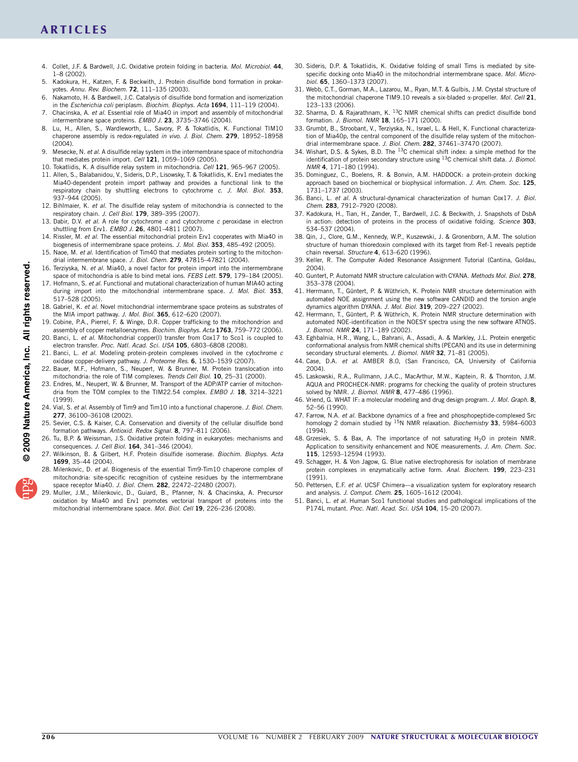4. Collet, J.F. & Bardwell, J.C. Oxidative protein folding in bacteria. *Mol. Microbiol.* **44**, 1–8 (2002).
5. Kadokura, H., Katzen, F. & Beckwith, J. Protein disulfide bond formation in prokaryotes. *Annu. Rev. Biochem.* **72**, 111–135 (2003).
6. Nakamoto, H. & Bardwell, J.C. Catalysis of disulfide bond formation and isomerization in the *Escherichia coli* periplasm. *Biochim. Biophys. Acta* **1694**, 111–119 (2004).
7. Chacinska, A. *et al.* Essential role of Mia40 in import and assembly of mitochondrial intermembrane space proteins. *EMBO J.* **23**, 3735–3746 (2004).
8. Lu, H., Allen, S., Wardleworth, L., Savory, P. & Tokatlidis, K. Functional TIM10 chaperone assembly is redox-regulated *in vivo*. *J. Biol. Chem.* **279**, 18952–18958 (2004).
9. Mesecke, N. *et al.* A disulfide relay system in the intermembrane space of mitochondria that mediates protein import. *Cell* **121**, 1059–1069 (2005).
10. Tokatlidis, K. A disulfide relay system in mitochondria. *Cell* **121**, 965–967 (2005).
11. Allen, S., Balabanidou, V., Sideris, D.P., Lisowsky, T. & Tokatlidis, K. Erv1 mediates the Mia40-dependent protein import pathway and provides a functional link to the respiratory chain by shuttling electrons to cytochrome *c*. *J. Mol. Biol.* **353**, 937–944 (2005).
12. Bihlmaier, K. *et al.* The disulfide relay system of mitochondria is connected to the respiratory chain. *J. Cell Biol.* **179**, 389–395 (2007).
13. Dabir, D.V. *et al.* A role for cytochrome *c* and cytochrome *c* peroxidase in electron shuttling from Erv1. *EMBO J.* **26**, 4801–4811 (2007).
14. Rissler, M. *et al.* The essential mitochondrial protein Erv1 cooperates with Mia40 in biogenesis of intermembrane space proteins. *J. Mol. Biol.* **353**, 485–492 (2005).
15. Naoe, M. *et al.* Identification of Tim40 that mediates protein sorting to the mitochondrial intermembrane space. *J. Biol. Chem.* **279**, 47815–47821 (2004).
16. Terziyska, N. *et al.* Mia40, a novel factor for protein import into the intermembrane space of mitochondria is able to bind metal ions. *FEBS Lett.* **579**, 179–184 (2005).
17. Hofmann, S. *et al.* Functional and mutational characterization of human MIA40 acting during import into the mitochondrial intermembrane space. *J. Mol. Biol.* **353**, 517–528 (2005).
18. Gabriel, K. *et al.* Novel mitochondrial intermembrane space proteins as substrates of the MIA import pathway. *J. Mol. Biol.* **365**, 612–620 (2007).
19. Cobine, P.A., Pierrel, F. & Winge, D.R. Copper trafficking to the mitochondrion and assembly of copper metalloenzymes. *Biochim. Biophys. Acta* **1763**, 759–772 (2006).
20. Banci, L. *et al.* Mitochondrial copper(I) transfer from Cox17 to Sco1 is coupled to electron transfer. *Proc. Natl. Acad. Sci. USA* **105**, 6803–6808 (2008).
21. Banci, L. *et al.* Modeling protein-protein complexes involved in the cytochrome *c* oxidase copper-delivery pathway. *J. Proteome Res.* **6**, 1530–1539 (2007).
22. Bauer, M.F., Hofmann, S., Neupert, W. & Brunner, M. Protein translocation into mitochondria: the role of TIM complexes. *Trends Cell Biol.* **10**, 25–31 (2000).
23. Endres, M., Neupert, W. & Brunner, M. Transport of the ADP/ATP carrier of mitochondria from the TOM complex to the TIM22.54 complex. *EMBO J.* **18**, 3214–3221 (1999).
24. Vial, S. *et al.* Assembly of Tim9 and Tim10 into a functional chaperone. *J. Biol. Chem.* **277**, 36100–36108 (2002).
25. Sevier, C.S. & Kaiser, C.A. Conservation and diversity of the cellular disulfide bond formation pathways. *Antioxid. Redox Signal.* **8**, 797–811 (2006).
26. Tu, B.P. & Weissman, J.S. Oxidative protein folding in eukaryotes: mechanisms and consequences. *J. Cell Biol.* **164**, 341–346 (2004).
27. Wilkinson, B. & Gilbert, H.F. Protein disulfide isomerase. *Biochim. Biophys. Acta* **1699**, 35–44 (2004).
28. Milenkovic, D. *et al.* Biogenesis of the essential Tim9-Tim10 chaperone complex of mitochondria: site-specific recognition of cysteine residues by the intermembrane space receptor Mia40. *J. Biol. Chem.* **282**, 22472–22480 (2007).
29. Muller, J.M., Milenkovic, D., Guiard, B., Pfanner, N. & Chacinska, A. Precursor oxidation by Mia40 and Erv1 promotes vectorial transport of proteins into the mitochondrial intermembrane space. *Mol. Biol. Cell* **19**, 226–236 (2008).
30. Sideris, D.P. & Tokatlidis, K. Oxidative folding of small Tims is mediated by site-specific docking onto Mia40 in the mitochondrial intermembrane space. *Mol. Microbiol.* **65**, 1360–1373 (2007).
31. Webb, C.T., Gorman, M.A., Lazarou, M., Ryan, M.T. & Gulbis, J.M. Crystal structure of the mitochondrial chaperone TIM9.10 reveals a six-bladed α-propeller. *Mol. Cell* **21**, 123–133 (2006).
32. Sharma, D. & Rajarathnam, K. $^{13}C$ NMR chemical shifts can predict disulfide bond formation. *J. Biomol. NMR* **18**, 165–171 (2000).
33. Grumbt, B., Stroobant, V., Terziyska, N., Israel, L. & Hell, K. Functional characterization of Mia40p, the central component of the disulfide relay system of the mitochondrial intermembrane space. *J. Biol. Chem.* **282**, 37461–37470 (2007).
34. Wishart, D.S. & Sykes, B.D. The $^{13}C$ chemical shift index: a simple method for the identification of protein secondary structure using $^{13}C$ chemical shift data. *J. Biomol. NMR* **4**, 171–180 (1994).
35. Dominguez, C., Boelens, R. & Bonvin, A.M. HADDOCK: a protein-protein docking approach based on biochemical or biophysical information. *J. Am. Chem. Soc.* **125**, 1731–1737 (2003).
36. Banci, L. *et al.* A structural-dynamical characterization of human Cox17. *J. Biol. Chem.* **283**, 7912–7920 (2008).
37. Kadokura, H., Tian, H., Zander, T., Bardwell, J.C. & Beckwith, J. Snapshots of DsbA in action: detection of proteins in the process of oxidative folding. *Science* **303**, 534–537 (2004).
38. Qin, J., Clore, G.M., Kennedy, W.P., Kuszewski, J. & Gronenborn, A.M. The solution structure of human thioredoxin complexed with its target from Ref-1 reveals peptide chain reversal. *Structure* **4**, 613–620 (1996).
39. Keller, R. The Computer Aided Resonance Assignment Tutorial (Cantina, Goldau, 2004).
40. Guntert, P. Automatd NMR structure calculation with CYANA. *Methods Mol. Biol.* **278**, 353–378 (2004).
41. Herrmann, T., Güntert, P. & Wüthrich, K. Protein NMR structure determination with automated NOE assignment using the new software CANDID and the torsion angle dynamics algorithm DYANA. *J. Mol. Biol.* **319**, 209–227 (2002).
42. Herrmann, T., Güntert, P. & Wüthrich, K. Protein NMR structure determination with automated NOE-identification in the NOESY spectra using the new software ATNOS. *J. Biomol. NMR* **24**, 171–189 (2002).
43. Eghbalnia, H.R., Wang, L., Bahrani, A., Assadi, A. & Markley, J.L. Protein energetic conformational analysis from NMR chemical shifts (PECAN) and its use in determining secondary structural elements. *J. Biomol. NMR* **32**, 71–81 (2005).
44. Case, D.A. *et al.* AMBER 8.0, (San Francisco, CA, University of California 2004).
45. Laskowski, R.A., Rullmann, J.A.C., MacArthur, M.W., Kaptein, R. & Thornton, J.M. AQUA and PROCHECK-NMR: programs for checking the quality of protein structures solved by NMR. *J. Biomol. NMR* **8**, 477–486 (1996).
46. Vriend, G. WHAT IF: a molecular modeling and drug design program. *J. Mol. Graph.* **8**, 52–56 (1990).
47. Farrow, N.A. *et al.* Backbone dynamics of a free and phosphopeptide-complexed Src homology 2 domain studied by $^{15}N$ NMR relaxation. *Biochemistry* **33**, 5984–6003 (1994).
48. Grzesiek, S. & Bax, A. The importance of not saturating $H_2O$ in protein NMR. Application to sensitivity enhancement and NOE measurements. *J. Am. Chem. Soc.* **115**, 12593–12594 (1993).
49. Schagger, H. & Von Jagow, G. Blue native electrophoresis for isolation of membrane protein complexes in enzymatically active form. *Anal. Biochem.* **199**, 223–231 (1991).
50. Pettersen, E.F. *et al.* UCSF Chimera—a visualization system for exploratory research and analysis. *J. Comput. Chem.* **25**, 1605–1612 (2004).
51. Banci, L. *et al.* Human Sco1 functional studies and pathological implications of the P174L mutant. *Proc. Natl. Acad. Sci. USA* **104**, 15–20 (2007).